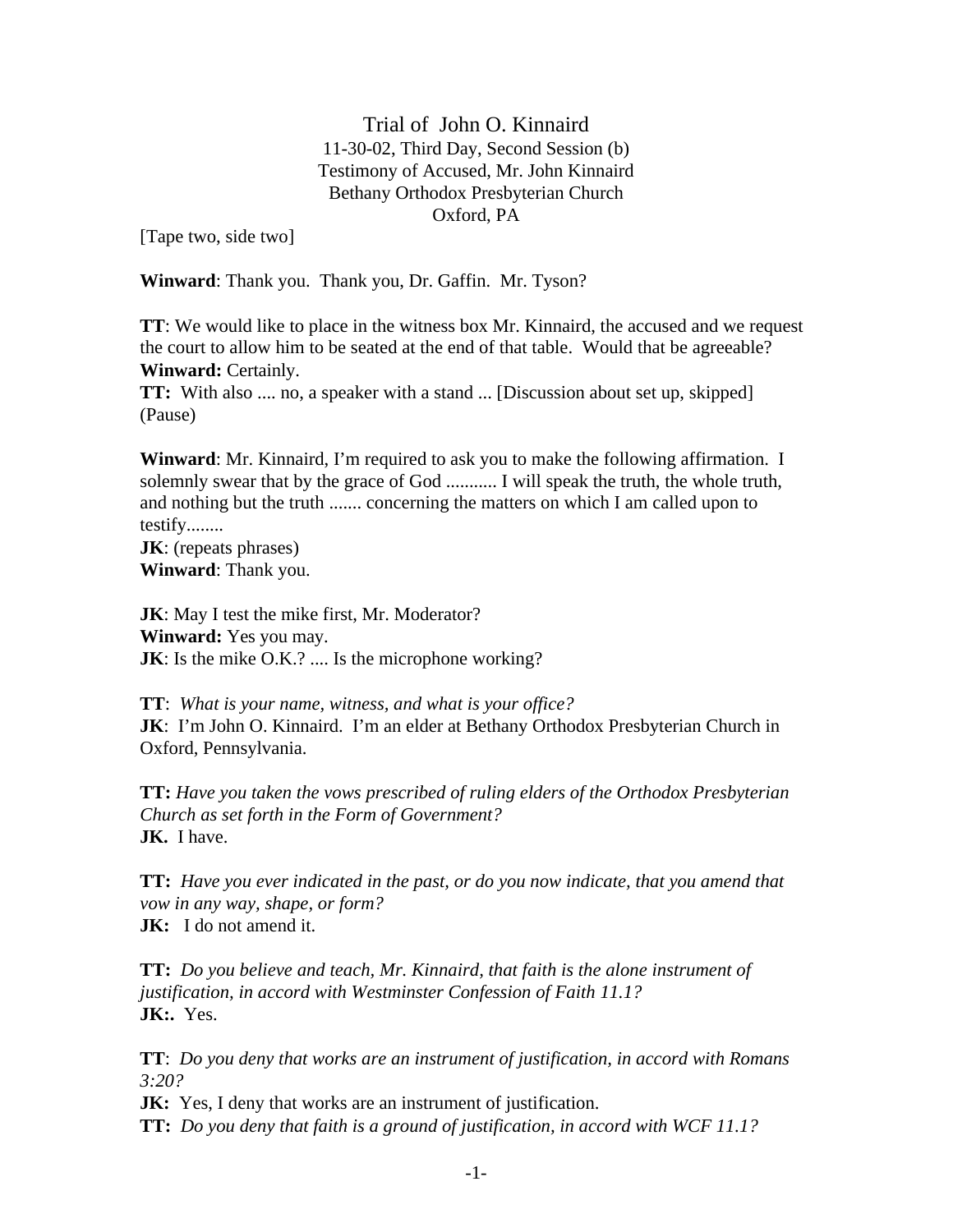# Trial of John O. Kinnaird

11-30-02, Third Day, Second Session (b)
Testimony of Accused, Mr. John Kinnaird
Bethany Orthodox Presbyterian Church
Oxford, PA

[Tape two, side two]

**Winward**: Thank you. Thank you, Dr. Gaffin. Mr. Tyson?

**TT**: We would like to place in the witness box Mr. Kinnaird, the accused and we request the court to allow him to be seated at the end of that table. Would that be agreeable?
**Winward:** Certainly.
**TT:** With also .... no, a speaker with a stand ... [Discussion about set up, skipped]
(Pause)

**Winward**: Mr. Kinnaird, I'm required to ask you to make the following affirmation. I solemnly swear that by the grace of God ........... I will speak the truth, the whole truth, and nothing but the truth ....... concerning the matters on which I am called upon to testify........
**JK**: (repeats phrases)
**Winward**: Thank you.

**JK**: May I test the mike first, Mr. Moderator?
**Winward:** Yes you may.
**JK**: Is the mike O.K.? .... Is the microphone working?

**TT**: *What is your name, witness, and what is your office?*
**JK**: I'm John O. Kinnaird. I'm an elder at Bethany Orthodox Presbyterian Church in Oxford, Pennsylvania.

**TT:** *Have you taken the vows prescribed of ruling elders of the Orthodox Presbyterian Church as set forth in the Form of Government?*
**JK.** I have.

**TT:** *Have you ever indicated in the past, or do you now indicate, that you amend that vow in any way, shape, or form?*
**JK:** I do not amend it.

**TT:** *Do you believe and teach, Mr. Kinnaird, that faith is the alone instrument of justification, in accord with Westminster Confession of Faith 11.1?*
**JK:.** Yes.

**TT**: *Do you deny that works are an instrument of justification, in accord with Romans 3:20?*
**JK:** Yes, I deny that works are an instrument of justification.
**TT:** *Do you deny that faith is a ground of justification, in accord with WCF 11.1?*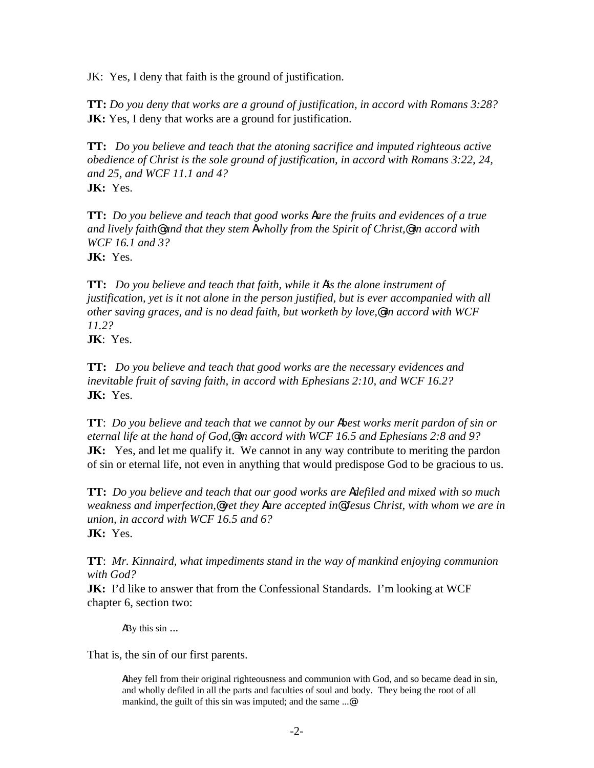JK: Yes, I deny that faith is the ground of justification.

**TT:** *Do you deny that works are a ground of justification, in accord with Romans 3:28?*
**JK:** Yes, I deny that works are a ground for justification.

**TT:** *Do you believe and teach that the atoning sacrifice and imputed righteous active obedience of Christ is the sole ground of justification, in accord with Romans 3:22, 24, and 25, and WCF 11.1 and 4?*
**JK:** Yes.

**TT:** *Do you believe and teach that good works* Α*are the fruits and evidences of a true and lively faith*@ *and that they stem* Α*wholly from the Spirit of Christ,*@ *in accord with WCF 16.1 and 3?*
**JK:** Yes.

**TT:** *Do you believe and teach that faith, while it* Α*is the alone instrument of justification, yet is it not alone in the person justified, but is ever accompanied with all other saving graces, and is no dead faith, but worketh by love,*@ *in accord with WCF 11.2?*
**JK**: Yes.

**TT:** *Do you believe and teach that good works are the necessary evidences and inevitable fruit of saving faith, in accord with Ephesians 2:10, and WCF 16.2?*
**JK:** Yes.

**TT**: *Do you believe and teach that we cannot by our* Α*best works merit pardon of sin or eternal life at the hand of God,*@ *in accord with WCF 16.5 and Ephesians 2:8 and 9?*
**JK:** Yes, and let me qualify it. We cannot in any way contribute to meriting the pardon of sin or eternal life, not even in anything that would predispose God to be gracious to us.

**TT:** *Do you believe and teach that our good works are* Α*defiled and mixed with so much weakness and imperfection,*@ *yet they* Α*are accepted in*@ *Jesus Christ, with whom we are in union, in accord with WCF 16.5 and 6?*
**JK:** Yes.

**TT**: *Mr. Kinnaird, what impediments stand in the way of mankind enjoying communion with God?*
**JK:** I'd like to answer that from the Confessional Standards. I'm looking at WCF chapter 6, section two:

> ΑBy this sin ...

That is, the sin of our first parents.

> Αthey fell from their original righteousness and communion with God, and so became dead in sin, and wholly defiled in all the parts and faculties of soul and body. They being the root of all mankind, the guilt of this sin was imputed; and the same ...@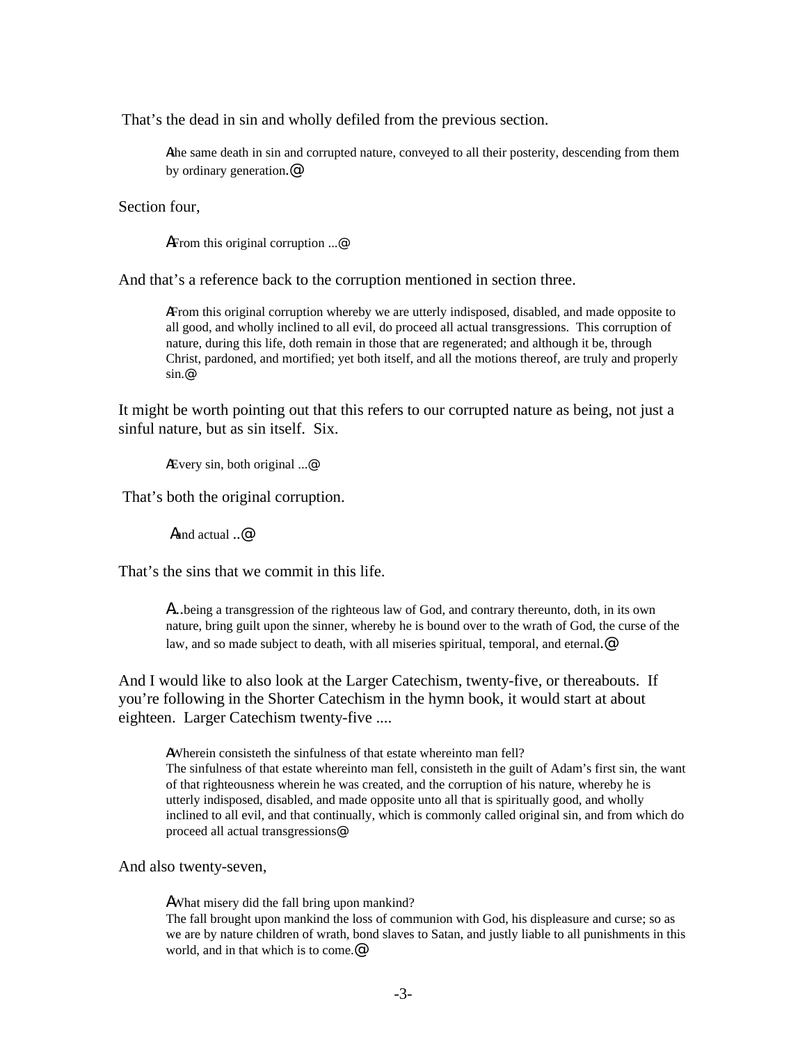That's the dead in sin and wholly defiled from the previous section.

> Athe same death in sin and corrupted nature, conveyed to all their posterity, descending from them by ordinary generation.@

Section four,

> AFrom this original corruption ...@

And that's a reference back to the corruption mentioned in section three.

> AFrom this original corruption whereby we are utterly indisposed, disabled, and made opposite to all good, and wholly inclined to all evil, do proceed all actual transgressions. This corruption of nature, during this life, doth remain in those that are regenerated; and although it be, through Christ, pardoned, and mortified; yet both itself, and all the motions thereof, are truly and properly sin.@

It might be worth pointing out that this refers to our corrupted nature as being, not just a sinful nature, but as sin itself. Six.

> AEvery sin, both original ...@

That's both the original corruption.

> Aand actual ..@

That's the sins that we commit in this life.

> A..being a transgression of the righteous law of God, and contrary thereunto, doth, in its own nature, bring guilt upon the sinner, whereby he is bound over to the wrath of God, the curse of the law, and so made subject to death, with all miseries spiritual, temporal, and eternal.@

And I would like to also look at the Larger Catechism, twenty-five, or thereabouts. If you're following in the Shorter Catechism in the hymn book, it would start at about eighteen. Larger Catechism twenty-five ....

> AWherein consisteth the sinfulness of that estate whereinto man fell?
> The sinfulness of that estate whereinto man fell, consisteth in the guilt of Adam's first sin, the want of that righteousness wherein he was created, and the corruption of his nature, whereby he is utterly indisposed, disabled, and made opposite unto all that is spiritually good, and wholly inclined to all evil, and that continually, which is commonly called original sin, and from which do proceed all actual transgressions@

And also twenty-seven,

> AWhat misery did the fall bring upon mankind?
> The fall brought upon mankind the loss of communion with God, his displeasure and curse; so as we are by nature children of wrath, bond slaves to Satan, and justly liable to all punishments in this world, and in that which is to come.@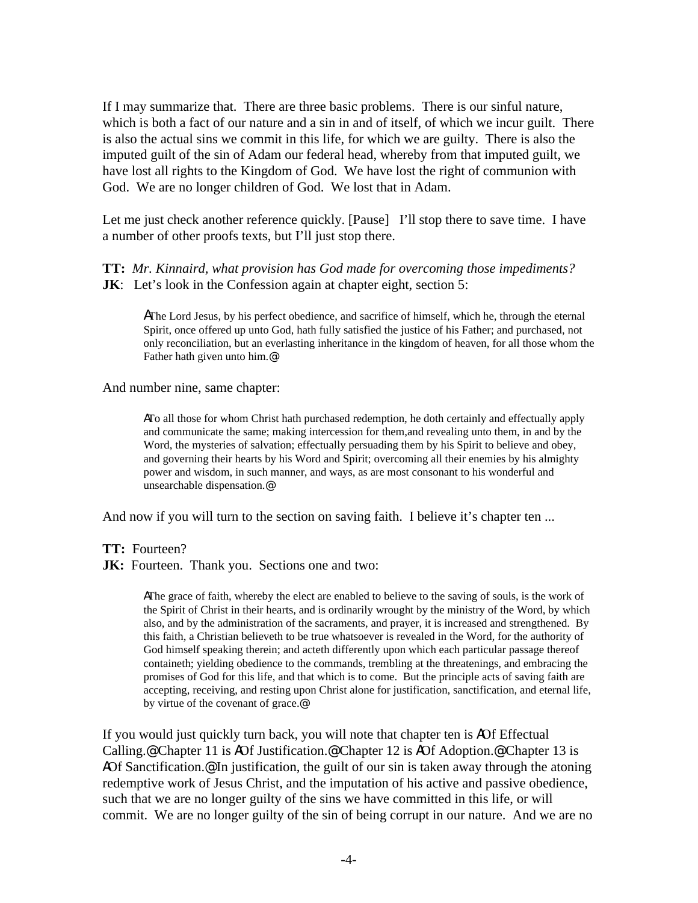If I may summarize that. There are three basic problems. There is our sinful nature, which is both a fact of our nature and a sin in and of itself, of which we incur guilt. There is also the actual sins we commit in this life, for which we are guilty. There is also the imputed guilt of the sin of Adam our federal head, whereby from that imputed guilt, we have lost all rights to the Kingdom of God. We have lost the right of communion with God. We are no longer children of God. We lost that in Adam.

Let me just check another reference quickly. [Pause] I'll stop there to save time. I have a number of other proofs texts, but I'll just stop there.

**TT:** *Mr. Kinnaird, what provision has God made for overcoming those impediments?*
**JK**: Let's look in the Confession again at chapter eight, section 5:

> AThe Lord Jesus, by his perfect obedience, and sacrifice of himself, which he, through the eternal Spirit, once offered up unto God, hath fully satisfied the justice of his Father; and purchased, not only reconciliation, but an everlasting inheritance in the kingdom of heaven, for all those whom the Father hath given unto him.@

And number nine, same chapter:

> ATo all those for whom Christ hath purchased redemption, he doth certainly and effectually apply and communicate the same; making intercession for them,and revealing unto them, in and by the Word, the mysteries of salvation; effectually persuading them by his Spirit to believe and obey, and governing their hearts by his Word and Spirit; overcoming all their enemies by his almighty power and wisdom, in such manner, and ways, as are most consonant to his wonderful and unsearchable dispensation.@

And now if you will turn to the section on saving faith. I believe it's chapter ten ...

**TT:** Fourteen?
**JK:** Fourteen. Thank you. Sections one and two:

> AThe grace of faith, whereby the elect are enabled to believe to the saving of souls, is the work of the Spirit of Christ in their hearts, and is ordinarily wrought by the ministry of the Word, by which also, and by the administration of the sacraments, and prayer, it is increased and strengthened. By this faith, a Christian believeth to be true whatsoever is revealed in the Word, for the authority of God himself speaking therein; and acteth differently upon which each particular passage thereof containeth; yielding obedience to the commands, trembling at the threatenings, and embracing the promises of God for this life, and that which is to come. But the principle acts of saving faith are accepting, receiving, and resting upon Christ alone for justification, sanctification, and eternal life, by virtue of the covenant of grace.@

If you would just quickly turn back, you will note that chapter ten is AOf Effectual Calling.@ Chapter 11 is AOf Justification.@ Chapter 12 is AOf Adoption.@ Chapter 13 is AOf Sanctification.@ In justification, the guilt of our sin is taken away through the atoning redemptive work of Jesus Christ, and the imputation of his active and passive obedience, such that we are no longer guilty of the sins we have committed in this life, or will commit. We are no longer guilty of the sin of being corrupt in our nature. And we are no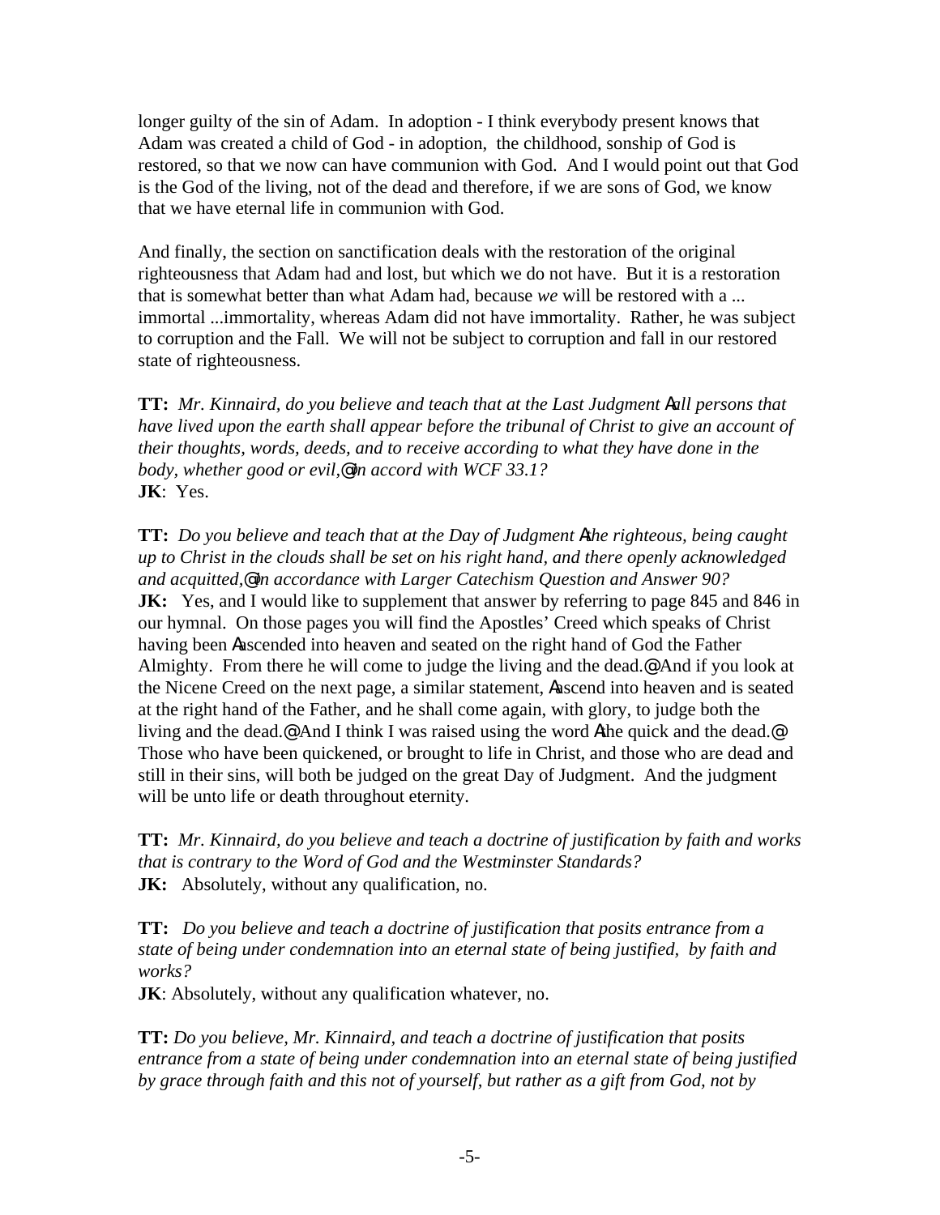longer guilty of the sin of Adam. In adoption - I think everybody present knows that Adam was created a child of God - in adoption, the childhood, sonship of God is restored, so that we now can have communion with God. And I would point out that God is the God of the living, not of the dead and therefore, if we are sons of God, we know that we have eternal life in communion with God.

And finally, the section on sanctification deals with the restoration of the original righteousness that Adam had and lost, but which we do not have. But it is a restoration that is somewhat better than what Adam had, because *we* will be restored with a ... immortal ...immortality, whereas Adam did not have immortality. Rather, he was subject to corruption and the Fall. We will not be subject to corruption and fall in our restored state of righteousness.

**TT:** *Mr. Kinnaird, do you believe and teach that at the Last Judgment Aall persons that have lived upon the earth shall appear before the tribunal of Christ to give an account of their thoughts, words, deeds, and to receive according to what they have done in the body, whether good or evil,@ in accord with WCF 33.1?*
**JK**: Yes.

**TT:** *Do you believe and teach that at the Day of Judgment Athe righteous, being caught up to Christ in the clouds shall be set on his right hand, and there openly acknowledged and acquitted,@ in accordance with Larger Catechism Question and Answer 90?*
**JK:** Yes, and I would like to supplement that answer by referring to page 845 and 846 in our hymnal. On those pages you will find the Apostles' Creed which speaks of Christ having been Aascended into heaven and seated on the right hand of God the Father Almighty. From there he will come to judge the living and the dead.@ And if you look at the Nicene Creed on the next page, a similar statement, Aascend into heaven and is seated at the right hand of the Father, and he shall come again, with glory, to judge both the living and the dead.@ And I think I was raised using the word Athe quick and the dead.@ Those who have been quickened, or brought to life in Christ, and those who are dead and still in their sins, will both be judged on the great Day of Judgment. And the judgment will be unto life or death throughout eternity.

**TT:** *Mr. Kinnaird, do you believe and teach a doctrine of justification by faith and works that is contrary to the Word of God and the Westminster Standards?*
**JK:** Absolutely, without any qualification, no.

**TT:** *Do you believe and teach a doctrine of justification that posits entrance from a state of being under condemnation into an eternal state of being justified, by faith and works?*
**JK**: Absolutely, without any qualification whatever, no.

**TT:** *Do you believe, Mr. Kinnaird, and teach a doctrine of justification that posits entrance from a state of being under condemnation into an eternal state of being justified by grace through faith and this not of yourself, but rather as a gift from God, not by*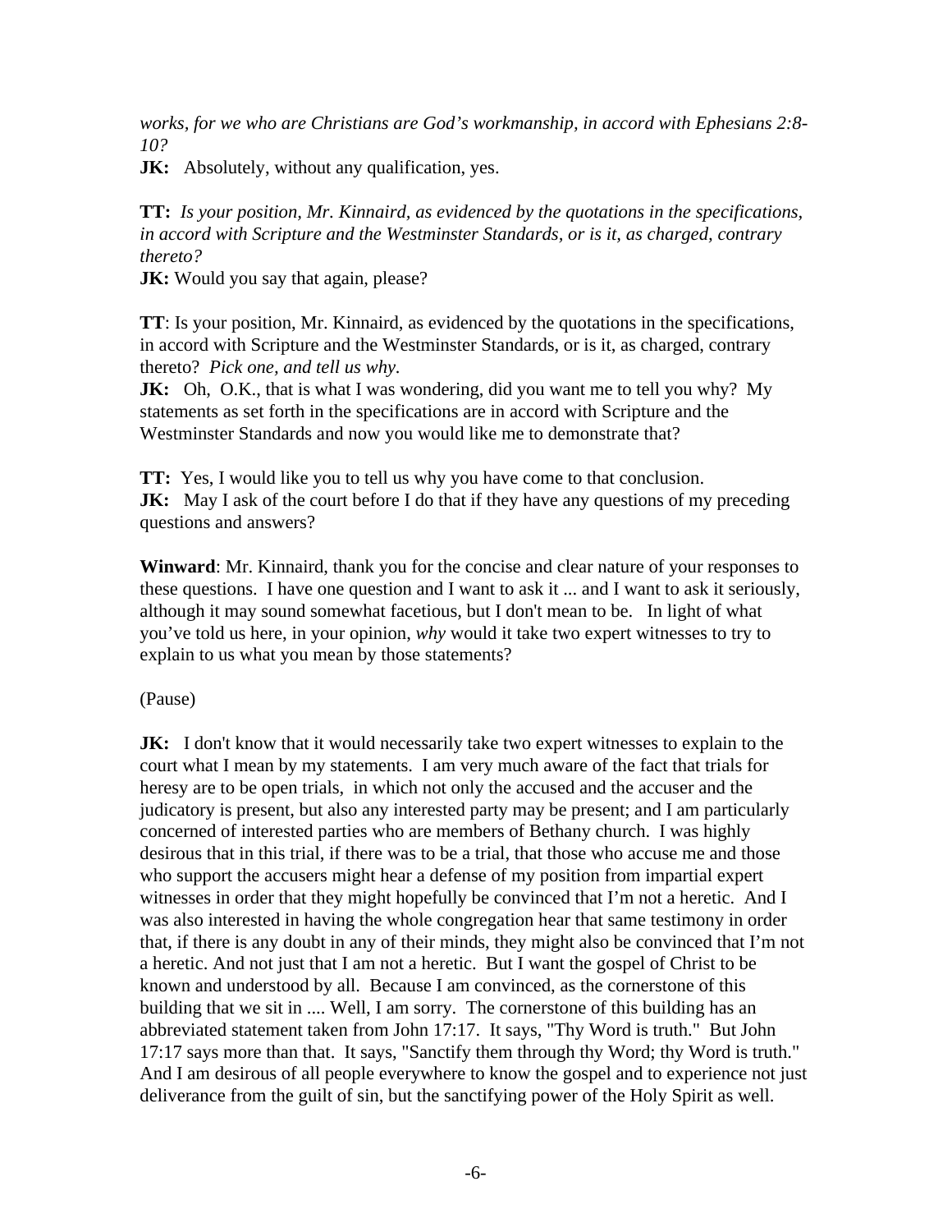*works, for we who are Christians are God's workmanship, in accord with Ephesians 2:8-10?*

**JK:** Absolutely, without any qualification, yes.

**TT:** *Is your position, Mr. Kinnaird, as evidenced by the quotations in the specifications, in accord with Scripture and the Westminster Standards, or is it, as charged, contrary thereto?*

**JK:** Would you say that again, please?

**TT**: Is your position, Mr. Kinnaird, as evidenced by the quotations in the specifications, in accord with Scripture and the Westminster Standards, or is it, as charged, contrary thereto? *Pick one, and tell us why*.

**JK:** Oh, O.K., that is what I was wondering, did you want me to tell you why? My statements as set forth in the specifications are in accord with Scripture and the Westminster Standards and now you would like me to demonstrate that?

**TT:** Yes, I would like you to tell us why you have come to that conclusion.

**JK:** May I ask of the court before I do that if they have any questions of my preceding questions and answers?

**Winward**: Mr. Kinnaird, thank you for the concise and clear nature of your responses to these questions. I have one question and I want to ask it ... and I want to ask it seriously, although it may sound somewhat facetious, but I don't mean to be. In light of what you've told us here, in your opinion, *why* would it take two expert witnesses to try to explain to us what you mean by those statements?

(Pause)

**JK:** I don't know that it would necessarily take two expert witnesses to explain to the court what I mean by my statements. I am very much aware of the fact that trials for heresy are to be open trials, in which not only the accused and the accuser and the judicatory is present, but also any interested party may be present; and I am particularly concerned of interested parties who are members of Bethany church. I was highly desirous that in this trial, if there was to be a trial, that those who accuse me and those who support the accusers might hear a defense of my position from impartial expert witnesses in order that they might hopefully be convinced that I'm not a heretic. And I was also interested in having the whole congregation hear that same testimony in order that, if there is any doubt in any of their minds, they might also be convinced that I'm not a heretic. And not just that I am not a heretic. But I want the gospel of Christ to be known and understood by all. Because I am convinced, as the cornerstone of this building that we sit in .... Well, I am sorry. The cornerstone of this building has an abbreviated statement taken from John 17:17. It says, "Thy Word is truth." But John 17:17 says more than that. It says, "Sanctify them through thy Word; thy Word is truth." And I am desirous of all people everywhere to know the gospel and to experience not just deliverance from the guilt of sin, but the sanctifying power of the Holy Spirit as well.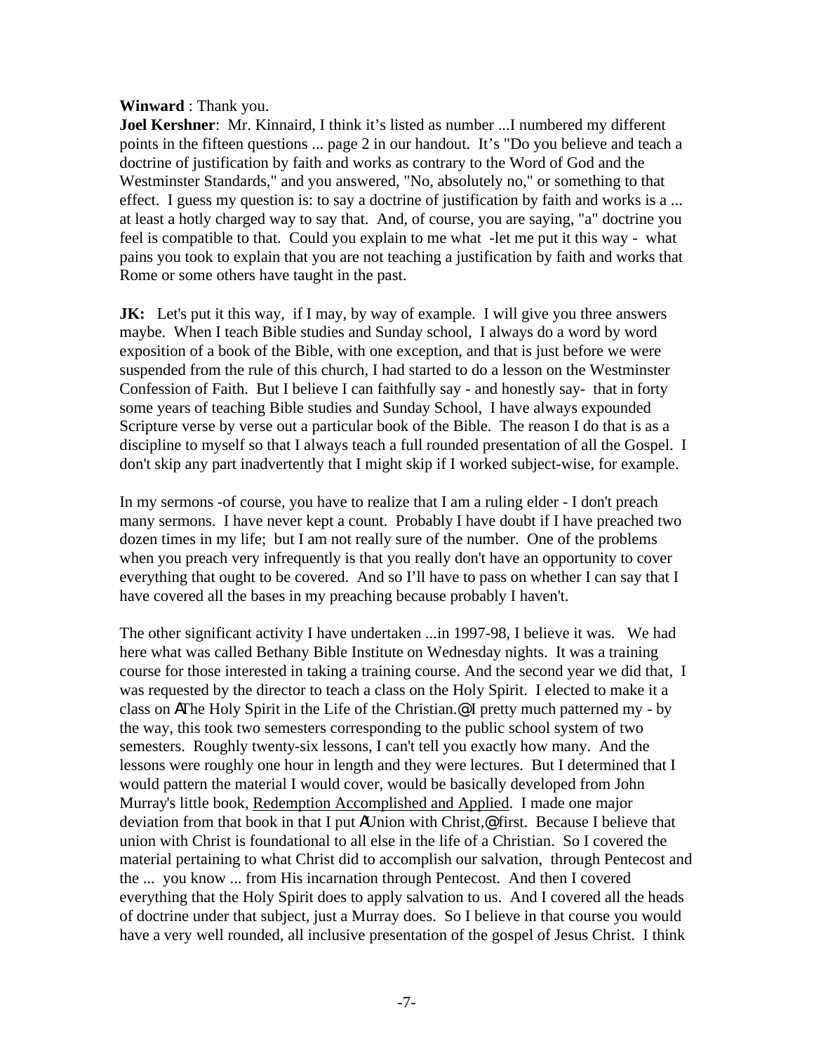**Winward** : Thank you.
**Joel Kershner**: Mr. Kinnaird, I think it's listed as number ...I numbered my different points in the fifteen questions ... page 2 in our handout. It's "Do you believe and teach a doctrine of justification by faith and works as contrary to the Word of God and the Westminster Standards," and you answered, "No, absolutely no," or something to that effect. I guess my question is: to say a doctrine of justification by faith and works is a ... at least a hotly charged way to say that. And, of course, you are saying, "a" doctrine you feel is compatible to that. Could you explain to me what -let me put it this way - what pains you took to explain that you are not teaching a justification by faith and works that Rome or some others have taught in the past.

**JK:** Let's put it this way, if I may, by way of example. I will give you three answers maybe. When I teach Bible studies and Sunday school, I always do a word by word exposition of a book of the Bible, with one exception, and that is just before we were suspended from the rule of this church, I had started to do a lesson on the Westminster Confession of Faith. But I believe I can faithfully say - and honestly say- that in forty some years of teaching Bible studies and Sunday School, I have always expounded Scripture verse by verse out a particular book of the Bible. The reason I do that is as a discipline to myself so that I always teach a full rounded presentation of all the Gospel. I don't skip any part inadvertently that I might skip if I worked subject-wise, for example.

In my sermons -of course, you have to realize that I am a ruling elder - I don't preach many sermons. I have never kept a count. Probably I have doubt if I have preached two dozen times in my life; but I am not really sure of the number. One of the problems when you preach very infrequently is that you really don't have an opportunity to cover everything that ought to be covered. And so I'll have to pass on whether I can say that I have covered all the bases in my preaching because probably I haven't.

The other significant activity I have undertaken ...in 1997-98, I believe it was. We had here what was called Bethany Bible Institute on Wednesday nights. It was a training course for those interested in taking a training course. And the second year we did that, I was requested by the director to teach a class on the Holy Spirit. I elected to make it a class on AThe Holy Spirit in the Life of the Christian.@ I pretty much patterned my - by the way, this took two semesters corresponding to the public school system of two semesters. Roughly twenty-six lessons, I can't tell you exactly how many. And the lessons were roughly one hour in length and they were lectures. But I determined that I would pattern the material I would cover, would be basically developed from John Murray's little book, Redemption Accomplished and Applied. I made one major deviation from that book in that I put AUnion with Christ,@ first. Because I believe that union with Christ is foundational to all else in the life of a Christian. So I covered the material pertaining to what Christ did to accomplish our salvation, through Pentecost and the ... you know ... from His incarnation through Pentecost. And then I covered everything that the Holy Spirit does to apply salvation to us. And I covered all the heads of doctrine under that subject, just a Murray does. So I believe in that course you would have a very well rounded, all inclusive presentation of the gospel of Jesus Christ. I think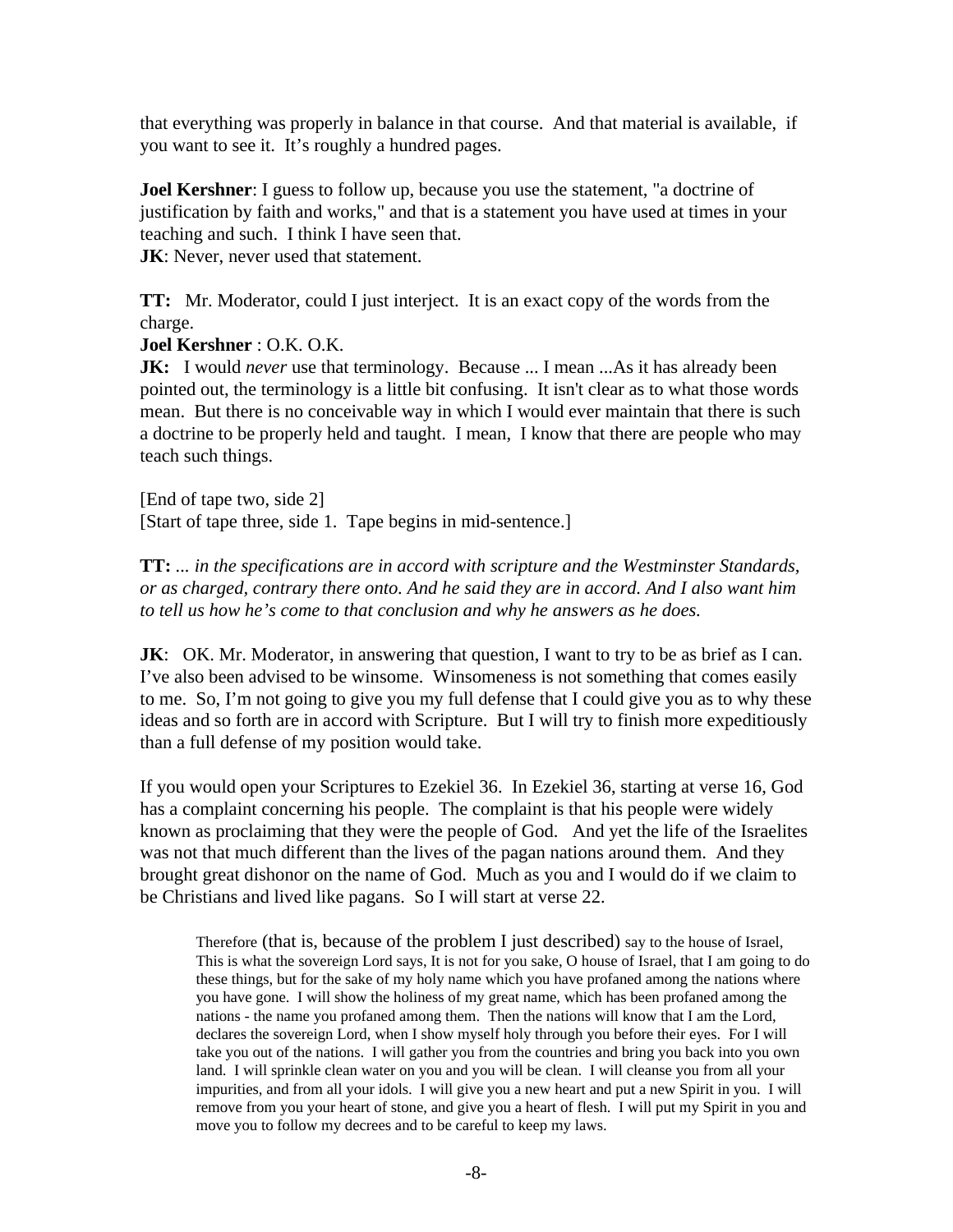that everything was properly in balance in that course. And that material is available, if you want to see it. It's roughly a hundred pages.

**Joel Kershner**: I guess to follow up, because you use the statement, "a doctrine of justification by faith and works," and that is a statement you have used at times in your teaching and such. I think I have seen that.
**JK**: Never, never used that statement.

**TT:** Mr. Moderator, could I just interject. It is an exact copy of the words from the charge.
**Joel Kershner** : O.K. O.K.
**JK:** I would *never* use that terminology. Because ... I mean ...As it has already been pointed out, the terminology is a little bit confusing. It isn't clear as to what those words mean. But there is no conceivable way in which I would ever maintain that there is such a doctrine to be properly held and taught. I mean, I know that there are people who may teach such things.

[End of tape two, side 2]
[Start of tape three, side 1. Tape begins in mid-sentence.]

**TT:** *... in the specifications are in accord with scripture and the Westminster Standards, or as charged, contrary there onto. And he said they are in accord. And I also want him to tell us how he's come to that conclusion and why he answers as he does.*

**JK**: OK. Mr. Moderator, in answering that question, I want to try to be as brief as I can. I've also been advised to be winsome. Winsomeness is not something that comes easily to me. So, I'm not going to give you my full defense that I could give you as to why these ideas and so forth are in accord with Scripture. But I will try to finish more expeditiously than a full defense of my position would take.

If you would open your Scriptures to Ezekiel 36. In Ezekiel 36, starting at verse 16, God has a complaint concerning his people. The complaint is that his people were widely known as proclaiming that they were the people of God. And yet the life of the Israelites was not that much different than the lives of the pagan nations around them. And they brought great dishonor on the name of God. Much as you and I would do if we claim to be Christians and lived like pagans. So I will start at verse 22.

> Therefore (that is, because of the problem I just described) say to the house of Israel, This is what the sovereign Lord says, It is not for you sake, O house of Israel, that I am going to do these things, but for the sake of my holy name which you have profaned among the nations where you have gone. I will show the holiness of my great name, which has been profaned among the nations - the name you profaned among them. Then the nations will know that I am the Lord, declares the sovereign Lord, when I show myself holy through you before their eyes. For I will take you out of the nations. I will gather you from the countries and bring you back into you own land. I will sprinkle clean water on you and you will be clean. I will cleanse you from all your impurities, and from all your idols. I will give you a new heart and put a new Spirit in you. I will remove from you your heart of stone, and give you a heart of flesh. I will put my Spirit in you and move you to follow my decrees and to be careful to keep my laws.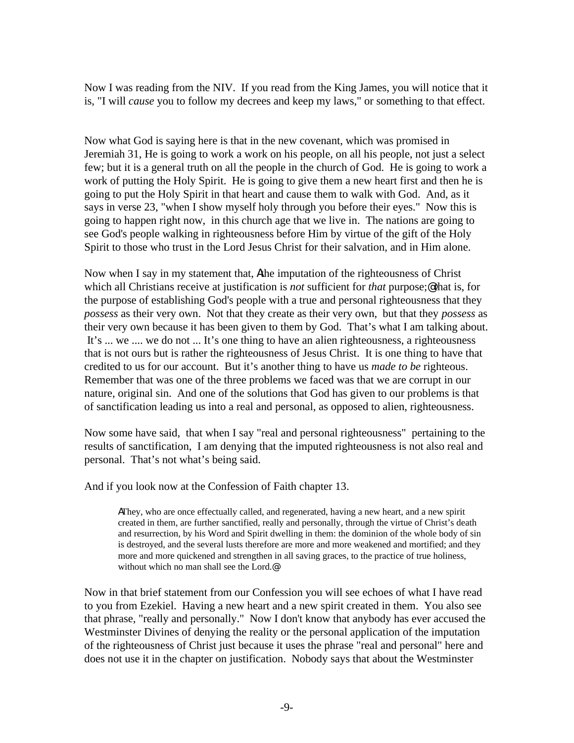Now I was reading from the NIV. If you read from the King James, you will notice that it is, "I will *cause* you to follow my decrees and keep my laws," or something to that effect.

Now what God is saying here is that in the new covenant, which was promised in Jeremiah 31, He is going to work a work on his people, on all his people, not just a select few; but it is a general truth on all the people in the church of God. He is going to work a work of putting the Holy Spirit. He is going to give them a new heart first and then he is going to put the Holy Spirit in that heart and cause them to walk with God. And, as it says in verse 23, "when I show myself holy through you before their eyes." Now this is going to happen right now, in this church age that we live in. The nations are going to see God's people walking in righteousness before Him by virtue of the gift of the Holy Spirit to those who trust in the Lord Jesus Christ for their salvation, and in Him alone.

Now when I say in my statement that, Athe imputation of the righteousness of Christ which all Christians receive at justification is *not* sufficient for *that* purpose;@ that is, for the purpose of establishing God's people with a true and personal righteousness that they *possess* as their very own. Not that they create as their very own, but that they *possess* as their very own because it has been given to them by God. That's what I am talking about. It's ... we .... we do not ... It's one thing to have an alien righteousness, a righteousness that is not ours but is rather the righteousness of Jesus Christ. It is one thing to have that credited to us for our account. But it's another thing to have us *made to be* righteous. Remember that was one of the three problems we faced was that we are corrupt in our nature, original sin. And one of the solutions that God has given to our problems is that of sanctification leading us into a real and personal, as opposed to alien, righteousness.

Now some have said, that when I say "real and personal righteousness" pertaining to the results of sanctification, I am denying that the imputed righteousness is not also real and personal. That's not what's being said.

And if you look now at the Confession of Faith chapter 13.

> AThey, who are once effectually called, and regenerated, having a new heart, and a new spirit created in them, are further sanctified, really and personally, through the virtue of Christ's death and resurrection, by his Word and Spirit dwelling in them: the dominion of the whole body of sin is destroyed, and the several lusts therefore are more and more weakened and mortified; and they more and more quickened and strengthen in all saving graces, to the practice of true holiness, without which no man shall see the Lord.@

Now in that brief statement from our Confession you will see echoes of what I have read to you from Ezekiel. Having a new heart and a new spirit created in them. You also see that phrase, "really and personally." Now I don't know that anybody has ever accused the Westminster Divines of denying the reality or the personal application of the imputation of the righteousness of Christ just because it uses the phrase "real and personal" here and does not use it in the chapter on justification. Nobody says that about the Westminster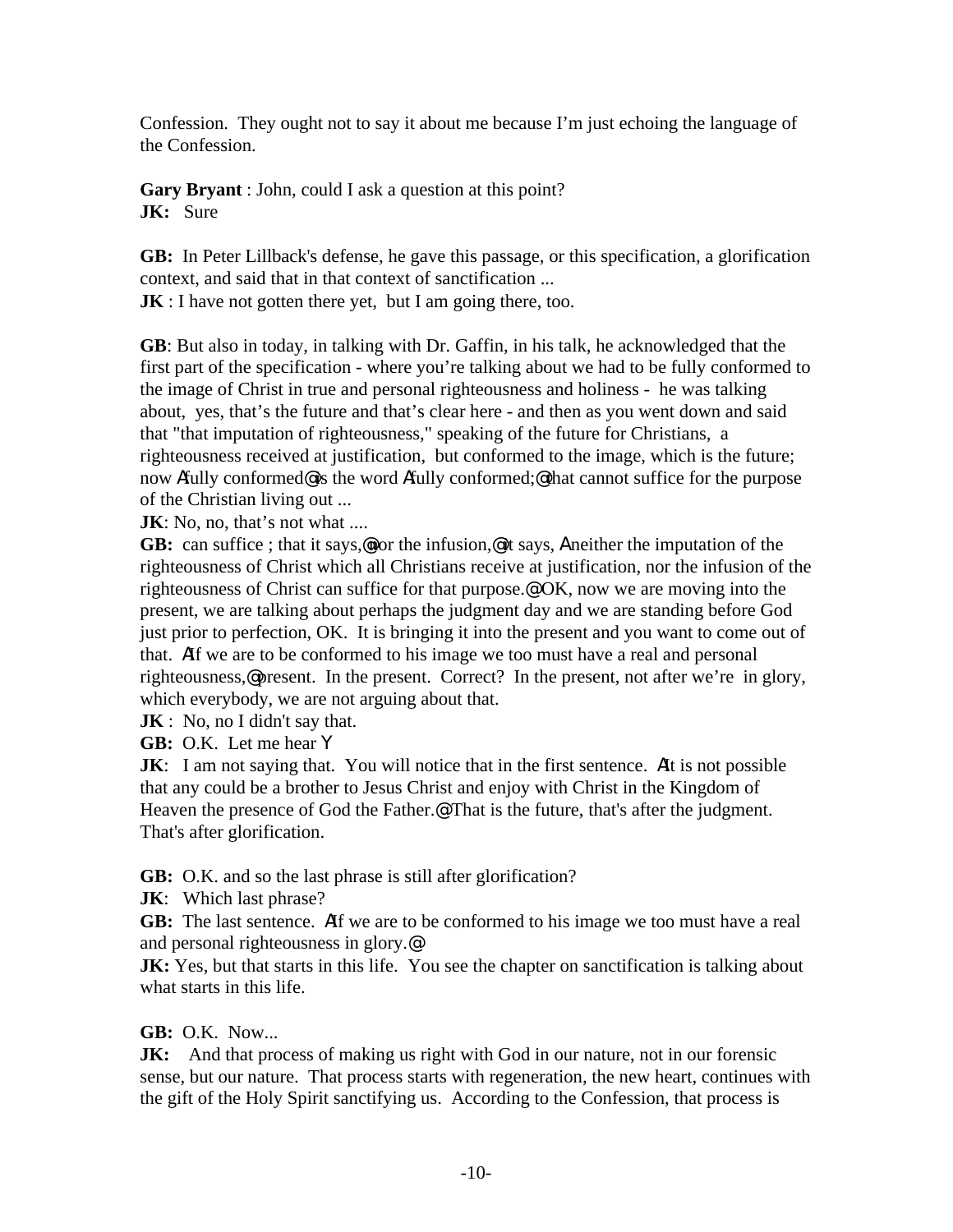Confession. They ought not to say it about me because I'm just echoing the language of the Confession.

**Gary Bryant** : John, could I ask a question at this point?
**JK:** Sure

**GB:** In Peter Lillback's defense, he gave this passage, or this specification, a glorification context, and said that in that context of sanctification ...
**JK** : I have not gotten there yet, but I am going there, too.

**GB**: But also in today, in talking with Dr. Gaffin, in his talk, he acknowledged that the first part of the specification - where you're talking about we had to be fully conformed to the image of Christ in true and personal righteousness and holiness - he was talking about, yes, that's the future and that's clear here - and then as you went down and said that "that imputation of righteousness," speaking of the future for Christians, a righteousness received at justification, but conformed to the image, which is the future; now Afully conformed@ is the word Afully conformed;@ that cannot suffice for the purpose of the Christian living out ...
**JK**: No, no, that's not what ....
**GB:** can suffice ; that it says,@nor the infusion,@ it says, Aneither the imputation of the righteousness of Christ which all Christians receive at justification, nor the infusion of the righteousness of Christ can suffice for that purpose.@ OK, now we are moving into the present, we are talking about perhaps the judgment day and we are standing before God just prior to perfection, OK. It is bringing it into the present and you want to come out of that. AIf we are to be conformed to his image we too must have a real and personal righteousness,@ present. In the present. Correct? In the present, not after we're in glory, which everybody, we are not arguing about that.
**JK** : No, no I didn't say that.
**GB:** O.K. Let me hear Y
**JK**: I am not saying that. You will notice that in the first sentence. AIt is not possible that any could be a brother to Jesus Christ and enjoy with Christ in the Kingdom of Heaven the presence of God the Father.@ That is the future, that's after the judgment. That's after glorification.

**GB:** O.K. and so the last phrase is still after glorification?
**JK**: Which last phrase?
**GB:** The last sentence. AIf we are to be conformed to his image we too must have a real and personal righteousness in glory.@
**JK:** Yes, but that starts in this life. You see the chapter on sanctification is talking about what starts in this life.

**GB:** O.K. Now...
**JK:** And that process of making us right with God in our nature, not in our forensic sense, but our nature. That process starts with regeneration, the new heart, continues with the gift of the Holy Spirit sanctifying us. According to the Confession, that process is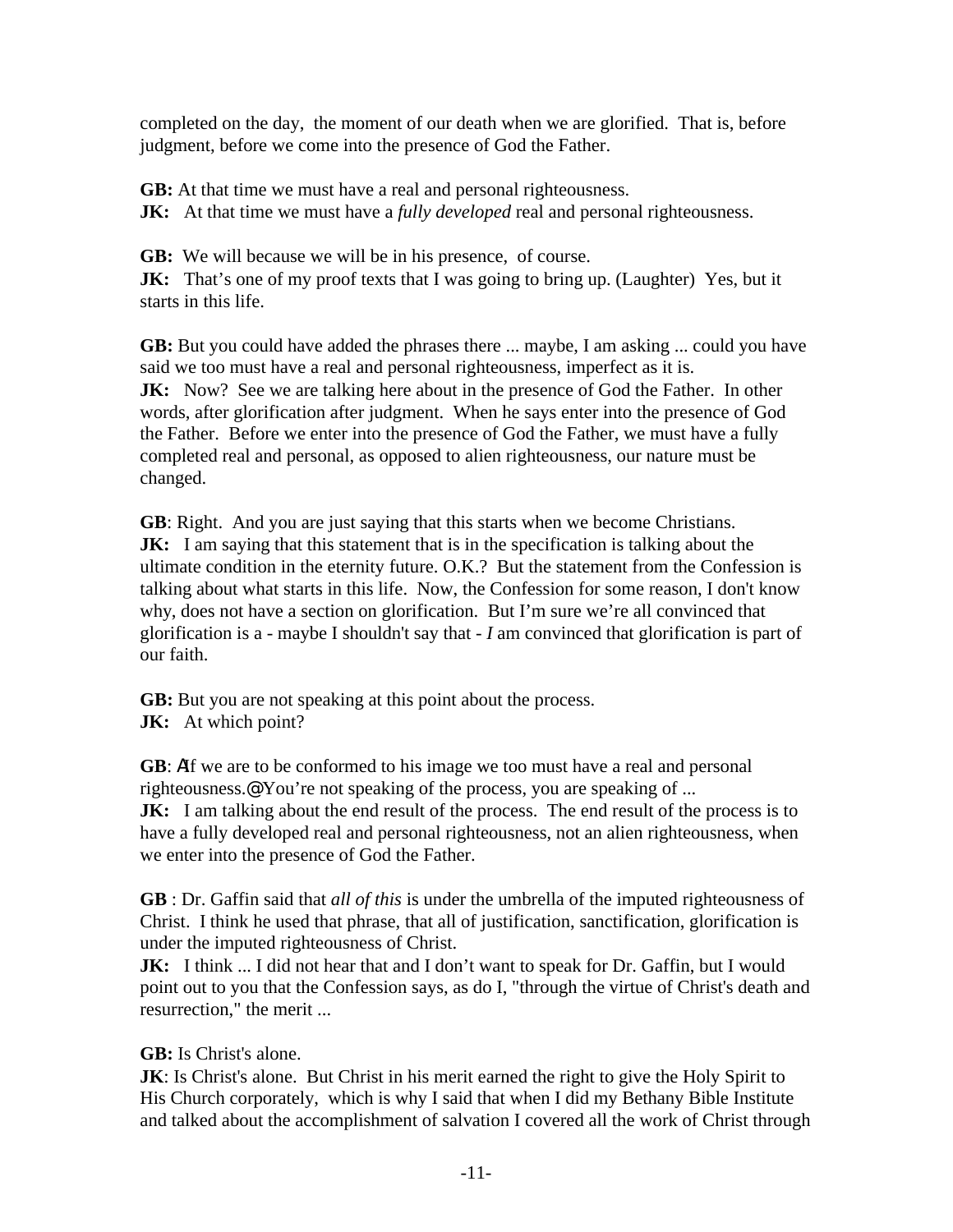completed on the day, the moment of our death when we are glorified. That is, before judgment, before we come into the presence of God the Father.

**GB:** At that time we must have a real and personal righteousness.
**JK:** At that time we must have a *fully developed* real and personal righteousness.

**GB:** We will because we will be in his presence, of course.
**JK:** That's one of my proof texts that I was going to bring up. (Laughter) Yes, but it starts in this life.

**GB:** But you could have added the phrases there ... maybe, I am asking ... could you have said we too must have a real and personal righteousness, imperfect as it is.
**JK:** Now? See we are talking here about in the presence of God the Father. In other words, after glorification after judgment. When he says enter into the presence of God the Father. Before we enter into the presence of God the Father, we must have a fully completed real and personal, as opposed to alien righteousness, our nature must be changed.

**GB**: Right. And you are just saying that this starts when we become Christians.
**JK:** I am saying that this statement that is in the specification is talking about the ultimate condition in the eternity future. O.K.? But the statement from the Confession is talking about what starts in this life. Now, the Confession for some reason, I don't know why, does not have a section on glorification. But I'm sure we're all convinced that glorification is a - maybe I shouldn't say that - *I* am convinced that glorification is part of our faith.

**GB:** But you are not speaking at this point about the process.
**JK:** At which point?

**GB**: AIf we are to be conformed to his image we too must have a real and personal righteousness.@ You're not speaking of the process, you are speaking of ...
**JK:** I am talking about the end result of the process. The end result of the process is to have a fully developed real and personal righteousness, not an alien righteousness, when we enter into the presence of God the Father.

**GB** : Dr. Gaffin said that *all of this* is under the umbrella of the imputed righteousness of Christ. I think he used that phrase, that all of justification, sanctification, glorification is under the imputed righteousness of Christ.
**JK:** I think ... I did not hear that and I don't want to speak for Dr. Gaffin, but I would point out to you that the Confession says, as do I, "through the virtue of Christ's death and resurrection," the merit ...

**GB:** Is Christ's alone.
**JK**: Is Christ's alone. But Christ in his merit earned the right to give the Holy Spirit to His Church corporately, which is why I said that when I did my Bethany Bible Institute and talked about the accomplishment of salvation I covered all the work of Christ through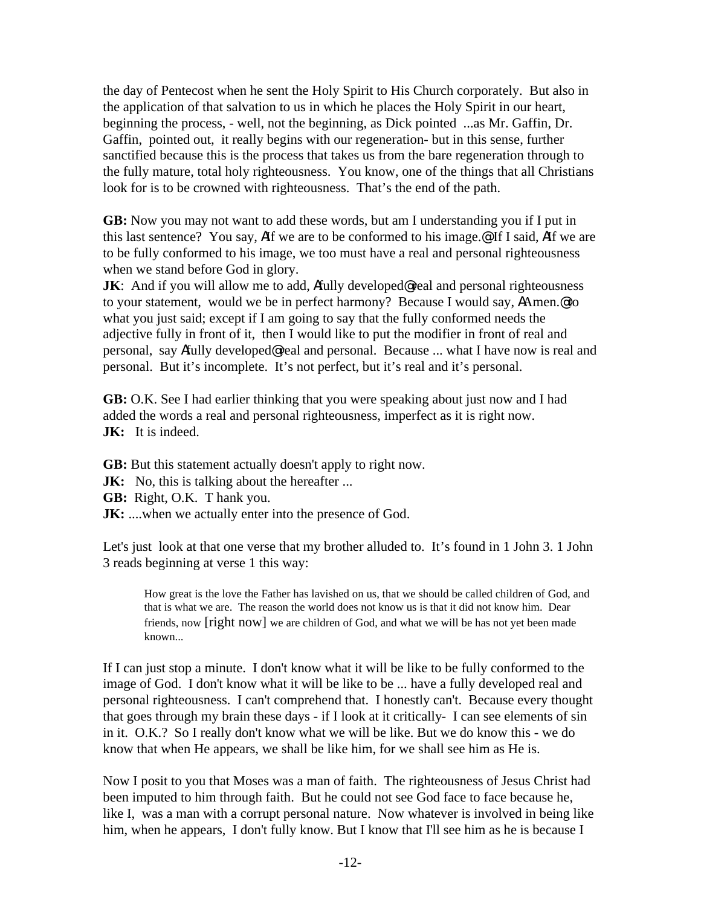the day of Pentecost when he sent the Holy Spirit to His Church corporately. But also in the application of that salvation to us in which he places the Holy Spirit in our heart, beginning the process, - well, not the beginning, as Dick pointed ...as Mr. Gaffin, Dr. Gaffin, pointed out, it really begins with our regeneration- but in this sense, further sanctified because this is the process that takes us from the bare regeneration through to the fully mature, total holy righteousness. You know, one of the things that all Christians look for is to be crowned with righteousness. That's the end of the path.

**GB:** Now you may not want to add these words, but am I understanding you if I put in this last sentence? You say, ΑIf we are to be conformed to his image.@ If I said, ΑIf we are to be fully conformed to his image, we too must have a real and personal righteousness when we stand before God in glory.

**JK**: And if you will allow me to add, Αfully developed@ real and personal righteousness to your statement, would we be in perfect harmony? Because I would say, ΑAmen.@ to what you just said; except if I am going to say that the fully conformed needs the adjective fully in front of it, then I would like to put the modifier in front of real and personal, say Αfully developed@ real and personal. Because ... what I have now is real and personal. But it's incomplete. It's not perfect, but it's real and it's personal.

**GB:** O.K. See I had earlier thinking that you were speaking about just now and I had added the words a real and personal righteousness, imperfect as it is right now.

**JK:** It is indeed.

**GB:** But this statement actually doesn't apply to right now.

**JK:** No, this is talking about the hereafter ...

**GB:** Right, O.K. T hank you.

**JK:** ....when we actually enter into the presence of God.

Let's just look at that one verse that my brother alluded to. It's found in 1 John 3. 1 John 3 reads beginning at verse 1 this way:

> How great is the love the Father has lavished on us, that we should be called children of God, and that is what we are. The reason the world does not know us is that it did not know him. Dear friends, now [right now] we are children of God, and what we will be has not yet been made known...

If I can just stop a minute. I don't know what it will be like to be fully conformed to the image of God. I don't know what it will be like to be ... have a fully developed real and personal righteousness. I can't comprehend that. I honestly can't. Because every thought that goes through my brain these days - if I look at it critically- I can see elements of sin in it. O.K.? So I really don't know what we will be like. But we do know this - we do know that when He appears, we shall be like him, for we shall see him as He is.

Now I posit to you that Moses was a man of faith. The righteousness of Jesus Christ had been imputed to him through faith. But he could not see God face to face because he, like I, was a man with a corrupt personal nature. Now whatever is involved in being like him, when he appears, I don't fully know. But I know that I'll see him as he is because I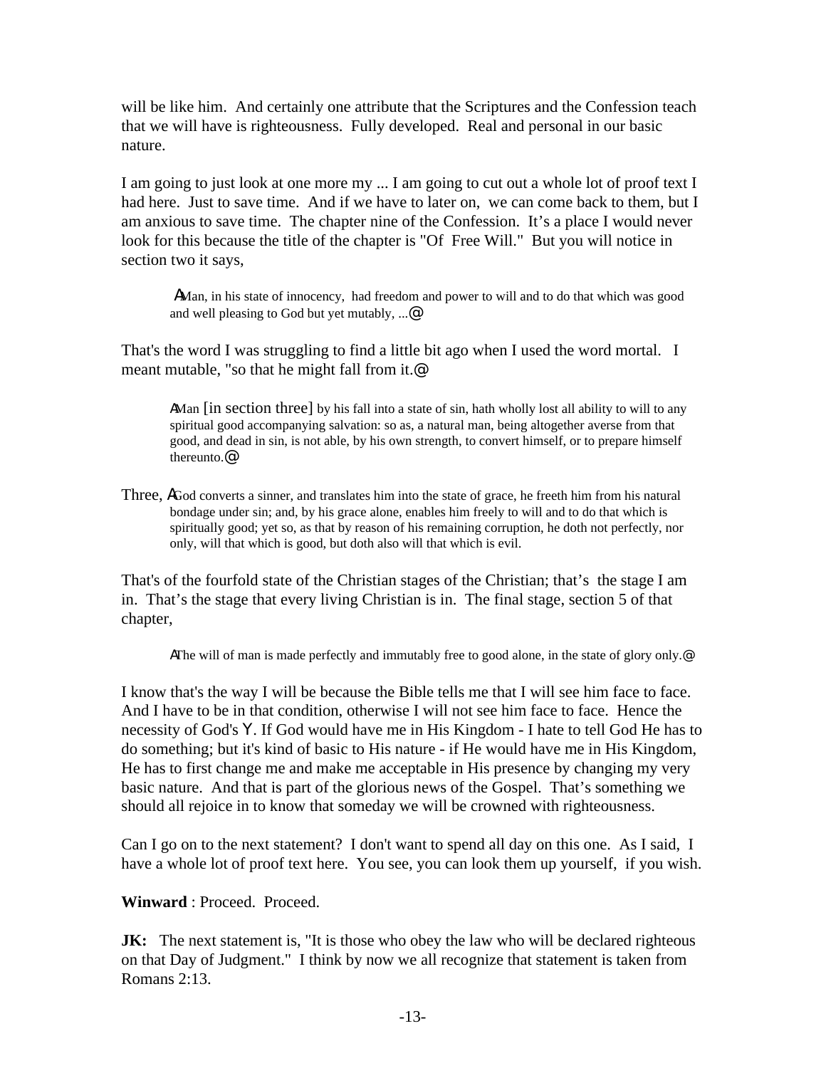will be like him. And certainly one attribute that the Scriptures and the Confession teach that we will have is righteousness. Fully developed. Real and personal in our basic nature.

I am going to just look at one more my ... I am going to cut out a whole lot of proof text I had here. Just to save time. And if we have to later on, we can come back to them, but I am anxious to save time. The chapter nine of the Confession. It's a place I would never look for this because the title of the chapter is "Of Free Will." But you will notice in section two it says,

> AMan, in his state of innocency, had freedom and power to will and to do that which was good and well pleasing to God but yet mutably, ...@

That's the word I was struggling to find a little bit ago when I used the word mortal. I meant mutable, "so that he might fall from it.@

> AMan [in section three] by his fall into a state of sin, hath wholly lost all ability to will to any spiritual good accompanying salvation: so as, a natural man, being altogether averse from that good, and dead in sin, is not able, by his own strength, to convert himself, or to prepare himself thereunto.@

Three, AGod converts a sinner, and translates him into the state of grace, he freeth him from his natural bondage under sin; and, by his grace alone, enables him freely to will and to do that which is spiritually good; yet so, as that by reason of his remaining corruption, he doth not perfectly, nor only, will that which is good, but doth also will that which is evil.

That's of the fourfold state of the Christian stages of the Christian; that's the stage I am in. That's the stage that every living Christian is in. The final stage, section 5 of that chapter,

> AThe will of man is made perfectly and immutably free to good alone, in the state of glory only.@

I know that's the way I will be because the Bible tells me that I will see him face to face. And I have to be in that condition, otherwise I will not see him face to face. Hence the necessity of God's Y. If God would have me in His Kingdom - I hate to tell God He has to do something; but it's kind of basic to His nature - if He would have me in His Kingdom, He has to first change me and make me acceptable in His presence by changing my very basic nature. And that is part of the glorious news of the Gospel. That's something we should all rejoice in to know that someday we will be crowned with righteousness.

Can I go on to the next statement? I don't want to spend all day on this one. As I said, I have a whole lot of proof text here. You see, you can look them up yourself, if you wish.

**Winward** : Proceed. Proceed.

**JK:** The next statement is, "It is those who obey the law who will be declared righteous on that Day of Judgment." I think by now we all recognize that statement is taken from Romans 2:13.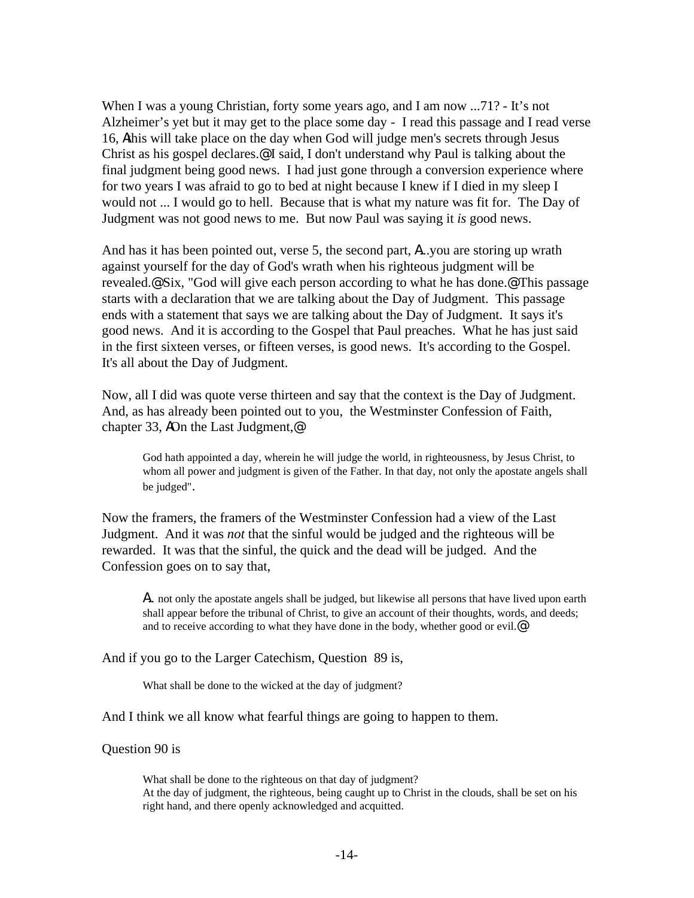When I was a young Christian, forty some years ago, and I am now ...71? - It’s not Alzheimer’s yet but it may get to the place some day - I read this passage and I read verse 16, Athis will take place on the day when God will judge men's secrets through Jesus Christ as his gospel declares.@ I said, I don't understand why Paul is talking about the final judgment being good news. I had just gone through a conversion experience where for two years I was afraid to go to bed at night because I knew if I died in my sleep I would not ... I would go to hell. Because that is what my nature was fit for. The Day of Judgment was not good news to me. But now Paul was saying it *is* good news.

And has it has been pointed out, verse 5, the second part, A...you are storing up wrath against yourself for the day of God's wrath when his righteous judgment will be revealed.@ Six, "God will give each person according to what he has done.@ This passage starts with a declaration that we are talking about the Day of Judgment. This passage ends with a statement that says we are talking about the Day of Judgment. It says it's good news. And it is according to the Gospel that Paul preaches. What he has just said in the first sixteen verses, or fifteen verses, is good news. It's according to the Gospel. It's all about the Day of Judgment.

Now, all I did was quote verse thirteen and say that the context is the Day of Judgment. And, as has already been pointed out to you, the Westminster Confession of Faith, chapter 33, AOn the Last Judgment,@

> God hath appointed a day, wherein he will judge the world, in righteousness, by Jesus Christ, to whom all power and judgment is given of the Father. In that day, not only the apostate angels shall be judged".

Now the framers, the framers of the Westminster Confession had a view of the Last Judgment. And it was *not* that the sinful would be judged and the righteous will be rewarded. It was that the sinful, the quick and the dead will be judged. And the Confession goes on to say that,

> A. not only the apostate angels shall be judged, but likewise all persons that have lived upon earth shall appear before the tribunal of Christ, to give an account of their thoughts, words, and deeds; and to receive according to what they have done in the body, whether good or evil.@

And if you go to the Larger Catechism, Question 89 is,

> What shall be done to the wicked at the day of judgment?

And I think we all know what fearful things are going to happen to them.

Question 90 is

> What shall be done to the righteous on that day of judgment?
> At the day of judgment, the righteous, being caught up to Christ in the clouds, shall be set on his right hand, and there openly acknowledged and acquitted.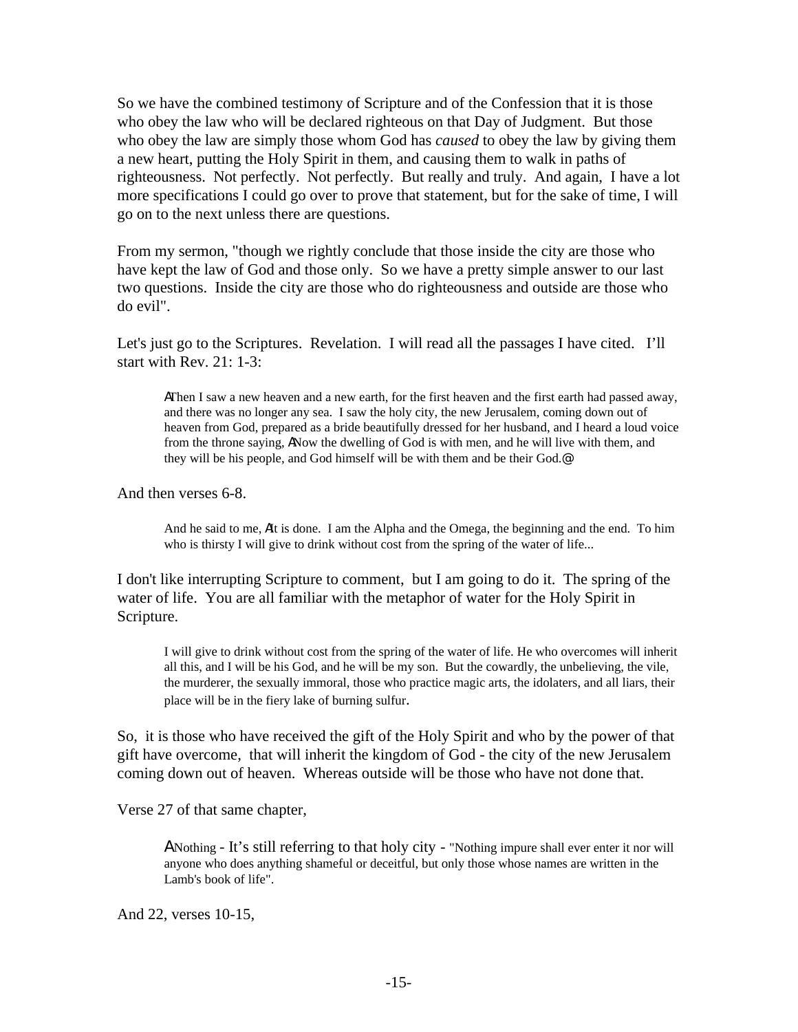So we have the combined testimony of Scripture and of the Confession that it is those who obey the law who will be declared righteous on that Day of Judgment. But those who obey the law are simply those whom God has *caused* to obey the law by giving them a new heart, putting the Holy Spirit in them, and causing them to walk in paths of righteousness. Not perfectly. Not perfectly. But really and truly. And again, I have a lot more specifications I could go over to prove that statement, but for the sake of time, I will go on to the next unless there are questions.

From my sermon, "though we rightly conclude that those inside the city are those who have kept the law of God and those only. So we have a pretty simple answer to our last two questions. Inside the city are those who do righteousness and outside are those who do evil".

Let's just go to the Scriptures. Revelation. I will read all the passages I have cited. I'll start with Rev. 21: 1-3:

> AThen I saw a new heaven and a new earth, for the first heaven and the first earth had passed away, and there was no longer any sea. I saw the holy city, the new Jerusalem, coming down out of heaven from God, prepared as a bride beautifully dressed for her husband, and I heard a loud voice from the throne saying, ANow the dwelling of God is with men, and he will live with them, and they will be his people, and God himself will be with them and be their God.@

And then verses 6-8.

> And he said to me, AIt is done. I am the Alpha and the Omega, the beginning and the end. To him who is thirsty I will give to drink without cost from the spring of the water of life...

I don't like interrupting Scripture to comment, but I am going to do it. The spring of the water of life. You are all familiar with the metaphor of water for the Holy Spirit in Scripture.

> I will give to drink without cost from the spring of the water of life. He who overcomes will inherit all this, and I will be his God, and he will be my son. But the cowardly, the unbelieving, the vile, the murderer, the sexually immoral, those who practice magic arts, the idolaters, and all liars, their place will be in the fiery lake of burning sulfur.

So, it is those who have received the gift of the Holy Spirit and who by the power of that gift have overcome, that will inherit the kingdom of God - the city of the new Jerusalem coming down out of heaven. Whereas outside will be those who have not done that.

Verse 27 of that same chapter,

> ANothing - It's still referring to that holy city - "Nothing impure shall ever enter it nor will anyone who does anything shameful or deceitful, but only those whose names are written in the Lamb's book of life".

And 22, verses 10-15,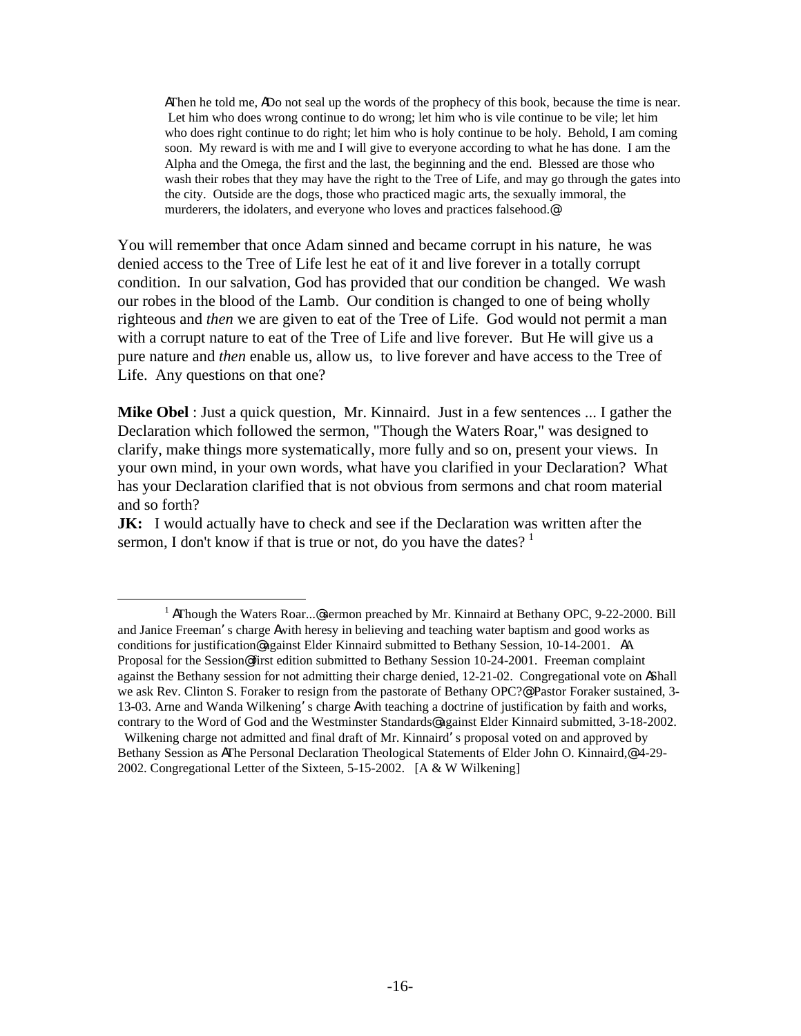> AThen he told me, ADo not seal up the words of the prophecy of this book, because the time is near. Let him who does wrong continue to do wrong; let him who is vile continue to be vile; let him who does right continue to do right; let him who is holy continue to be holy. Behold, I am coming soon. My reward is with me and I will give to everyone according to what he has done. I am the Alpha and the Omega, the first and the last, the beginning and the end. Blessed are those who wash their robes that they may have the right to the Tree of Life, and may go through the gates into the city. Outside are the dogs, those who practiced magic arts, the sexually immoral, the murderers, the idolaters, and everyone who loves and practices falsehood.@

You will remember that once Adam sinned and became corrupt in his nature, he was denied access to the Tree of Life lest he eat of it and live forever in a totally corrupt condition. In our salvation, God has provided that our condition be changed. We wash our robes in the blood of the Lamb. Our condition is changed to one of being wholly righteous and *then* we are given to eat of the Tree of Life. God would not permit a man with a corrupt nature to eat of the Tree of Life and live forever. But He will give us a pure nature and *then* enable us, allow us, to live forever and have access to the Tree of Life. Any questions on that one?

**Mike Obel** : Just a quick question, Mr. Kinnaird. Just in a few sentences ... I gather the Declaration which followed the sermon, "Though the Waters Roar," was designed to clarify, make things more systematically, more fully and so on, present your views. In your own mind, in your own words, what have you clarified in your Declaration? What has your Declaration clarified that is not obvious from sermons and chat room material and so forth?

**JK:** I would actually have to check and see if the Declaration was written after the sermon, I don't know if that is true or not, do you have the dates? [1]

---

[1] AThough the Waters Roar...@ sermon preached by Mr. Kinnaird at Bethany OPC, 9-22-2000. Bill and Janice Freeman's charge Awith heresy in believing and teaching water baptism and good works as conditions for justification@ against Elder Kinnaird submitted to Bethany Session, 10-14-2001. AA Proposal for the Session@ first edition submitted to Bethany Session 10-24-2001. Freeman complaint against the Bethany session for not admitting their charge denied, 12-21-02. Congregational vote on AShall we ask Rev. Clinton S. Foraker to resign from the pastorate of Bethany OPC?@ Pastor Foraker sustained, 3-13-03. Arne and Wanda Wilkening's charge Awith teaching a doctrine of justification by faith and works, contrary to the Word of God and the Westminster Standards@ against Elder Kinnaird submitted, 3-18-2002. Wilkening charge not admitted and final draft of Mr. Kinnaird's proposal voted on and approved by Bethany Session as AThe Personal Declaration Theological Statements of Elder John O. Kinnaird,@ 4-29-2002. Congregational Letter of the Sixteen, 5-15-2002. [A & W Wilkening]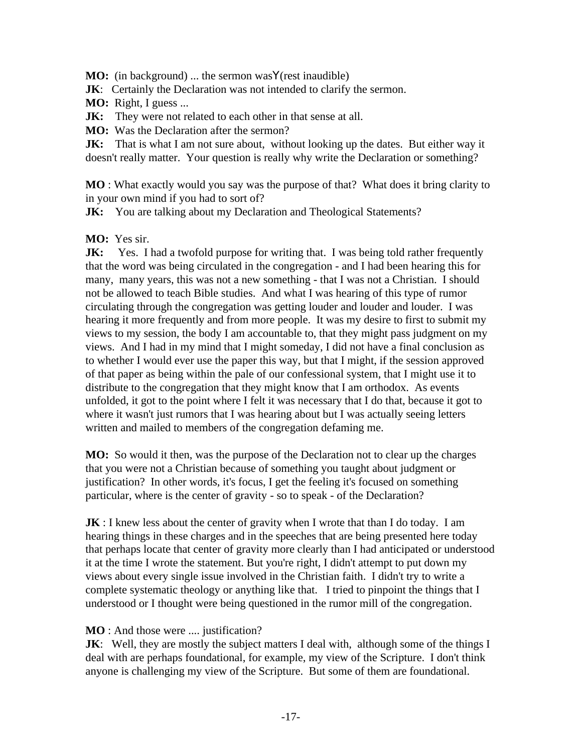**MO:** (in background) ... the sermon wasY(rest inaudible)

**JK**: Certainly the Declaration was not intended to clarify the sermon.

**MO:** Right, I guess ...

**JK:** They were not related to each other in that sense at all.

**MO:** Was the Declaration after the sermon?

**JK:** That is what I am not sure about, without looking up the dates. But either way it doesn't really matter. Your question is really why write the Declaration or something?

**MO** : What exactly would you say was the purpose of that? What does it bring clarity to in your own mind if you had to sort of?

**JK:** You are talking about my Declaration and Theological Statements?

**MO:** Yes sir.

**JK:** Yes. I had a twofold purpose for writing that. I was being told rather frequently that the word was being circulated in the congregation - and I had been hearing this for many, many years, this was not a new something - that I was not a Christian. I should not be allowed to teach Bible studies. And what I was hearing of this type of rumor circulating through the congregation was getting louder and louder and louder. I was hearing it more frequently and from more people. It was my desire to first to submit my views to my session, the body I am accountable to, that they might pass judgment on my views. And I had in my mind that I might someday, I did not have a final conclusion as to whether I would ever use the paper this way, but that I might, if the session approved of that paper as being within the pale of our confessional system, that I might use it to distribute to the congregation that they might know that I am orthodox. As events unfolded, it got to the point where I felt it was necessary that I do that, because it got to where it wasn't just rumors that I was hearing about but I was actually seeing letters written and mailed to members of the congregation defaming me.

**MO:** So would it then, was the purpose of the Declaration not to clear up the charges that you were not a Christian because of something you taught about judgment or justification? In other words, it's focus, I get the feeling it's focused on something particular, where is the center of gravity - so to speak - of the Declaration?

**JK** : I knew less about the center of gravity when I wrote that than I do today. I am hearing things in these charges and in the speeches that are being presented here today that perhaps locate that center of gravity more clearly than I had anticipated or understood it at the time I wrote the statement. But you're right, I didn't attempt to put down my views about every single issue involved in the Christian faith. I didn't try to write a complete systematic theology or anything like that. I tried to pinpoint the things that I understood or I thought were being questioned in the rumor mill of the congregation.

**MO** : And those were .... justification?

**JK**: Well, they are mostly the subject matters I deal with, although some of the things I deal with are perhaps foundational, for example, my view of the Scripture. I don't think anyone is challenging my view of the Scripture. But some of them are foundational.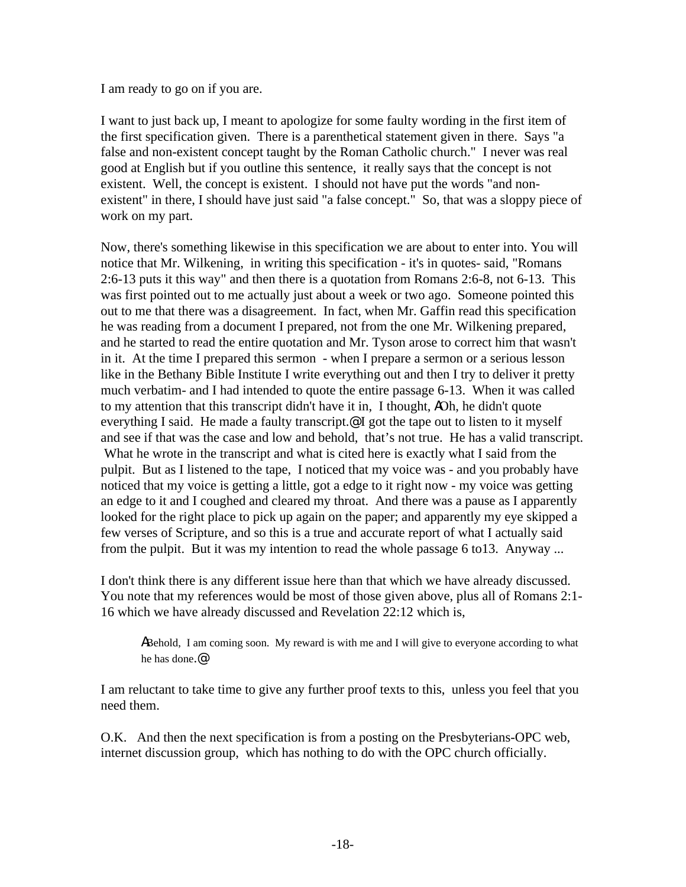I am ready to go on if you are.

I want to just back up, I meant to apologize for some faulty wording in the first item of the first specification given. There is a parenthetical statement given in there. Says "a false and non-existent concept taught by the Roman Catholic church." I never was real good at English but if you outline this sentence, it really says that the concept is not existent. Well, the concept is existent. I should not have put the words "and non-existent" in there, I should have just said "a false concept." So, that was a sloppy piece of work on my part.

Now, there's something likewise in this specification we are about to enter into. You will notice that Mr. Wilkening, in writing this specification - it's in quotes- said, "Romans 2:6-13 puts it this way" and then there is a quotation from Romans 2:6-8, not 6-13. This was first pointed out to me actually just about a week or two ago. Someone pointed this out to me that there was a disagreement. In fact, when Mr. Gaffin read this specification he was reading from a document I prepared, not from the one Mr. Wilkening prepared, and he started to read the entire quotation and Mr. Tyson arose to correct him that wasn't in it. At the time I prepared this sermon - when I prepare a sermon or a serious lesson like in the Bethany Bible Institute I write everything out and then I try to deliver it pretty much verbatim- and I had intended to quote the entire passage 6-13. When it was called to my attention that this transcript didn't have it in, I thought, ΑOh, he didn't quote everything I said. He made a faulty transcript.@ I got the tape out to listen to it myself and see if that was the case and low and behold, that's not true. He has a valid transcript. What he wrote in the transcript and what is cited here is exactly what I said from the pulpit. But as I listened to the tape, I noticed that my voice was - and you probably have noticed that my voice is getting a little, got a edge to it right now - my voice was getting an edge to it and I coughed and cleared my throat. And there was a pause as I apparently looked for the right place to pick up again on the paper; and apparently my eye skipped a few verses of Scripture, and so this is a true and accurate report of what I actually said from the pulpit. But it was my intention to read the whole passage 6 to13. Anyway ...

I don't think there is any different issue here than that which we have already discussed. You note that my references would be most of those given above, plus all of Romans 2:1-16 which we have already discussed and Revelation 22:12 which is,

> ΑBehold, I am coming soon. My reward is with me and I will give to everyone according to what he has done.@

I am reluctant to take time to give any further proof texts to this, unless you feel that you need them.

O.K. And then the next specification is from a posting on the Presbyterians-OPC web, internet discussion group, which has nothing to do with the OPC church officially.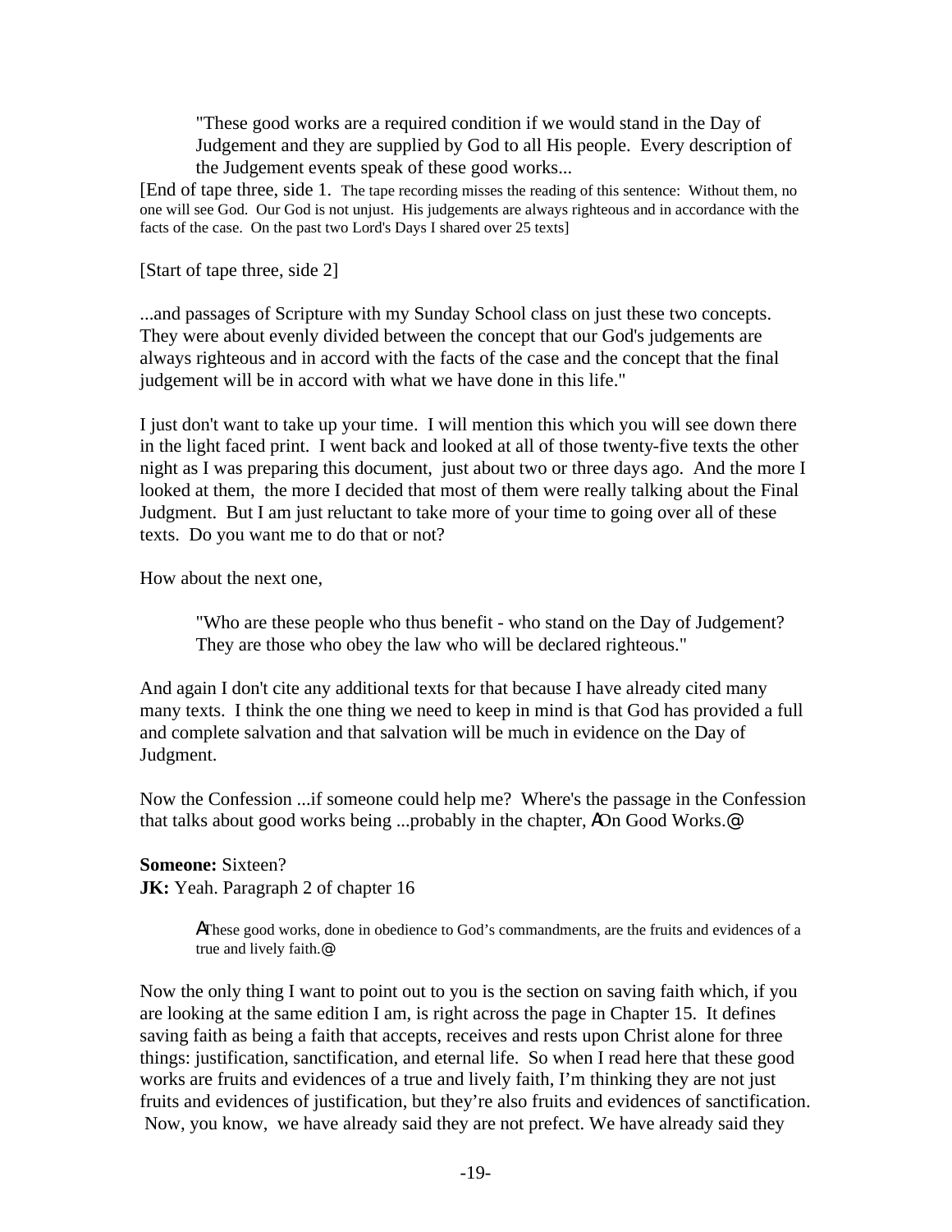> "These good works are a required condition if we would stand in the Day of Judgement and they are supplied by God to all His people. Every description of the Judgement events speak of these good works...

[End of tape three, side 1. The tape recording misses the reading of this sentence: Without them, no one will see God. Our God is not unjust. His judgements are always righteous and in accordance with the facts of the case. On the past two Lord's Days I shared over 25 texts]

[Start of tape three, side 2]

...and passages of Scripture with my Sunday School class on just these two concepts. They were about evenly divided between the concept that our God's judgements are always righteous and in accord with the facts of the case and the concept that the final judgement will be in accord with what we have done in this life."

I just don't want to take up your time. I will mention this which you will see down there in the light faced print. I went back and looked at all of those twenty-five texts the other night as I was preparing this document, just about two or three days ago. And the more I looked at them, the more I decided that most of them were really talking about the Final Judgment. But I am just reluctant to take more of your time to going over all of these texts. Do you want me to do that or not?

How about the next one,

> "Who are these people who thus benefit - who stand on the Day of Judgement? They are those who obey the law who will be declared righteous."

And again I don't cite any additional texts for that because I have already cited many many texts. I think the one thing we need to keep in mind is that God has provided a full and complete salvation and that salvation will be much in evidence on the Day of Judgment.

Now the Confession ...if someone could help me? Where's the passage in the Confession that talks about good works being ...probably in the chapter, ΑOn Good Works.@

**Someone:** Sixteen?
**JK:** Yeah. Paragraph 2 of chapter 16

> ΑThese good works, done in obedience to God's commandments, are the fruits and evidences of a true and lively faith.@

Now the only thing I want to point out to you is the section on saving faith which, if you are looking at the same edition I am, is right across the page in Chapter 15. It defines saving faith as being a faith that accepts, receives and rests upon Christ alone for three things: justification, sanctification, and eternal life. So when I read here that these good works are fruits and evidences of a true and lively faith, I'm thinking they are not just fruits and evidences of justification, but they're also fruits and evidences of sanctification. Now, you know, we have already said they are not prefect. We have already said they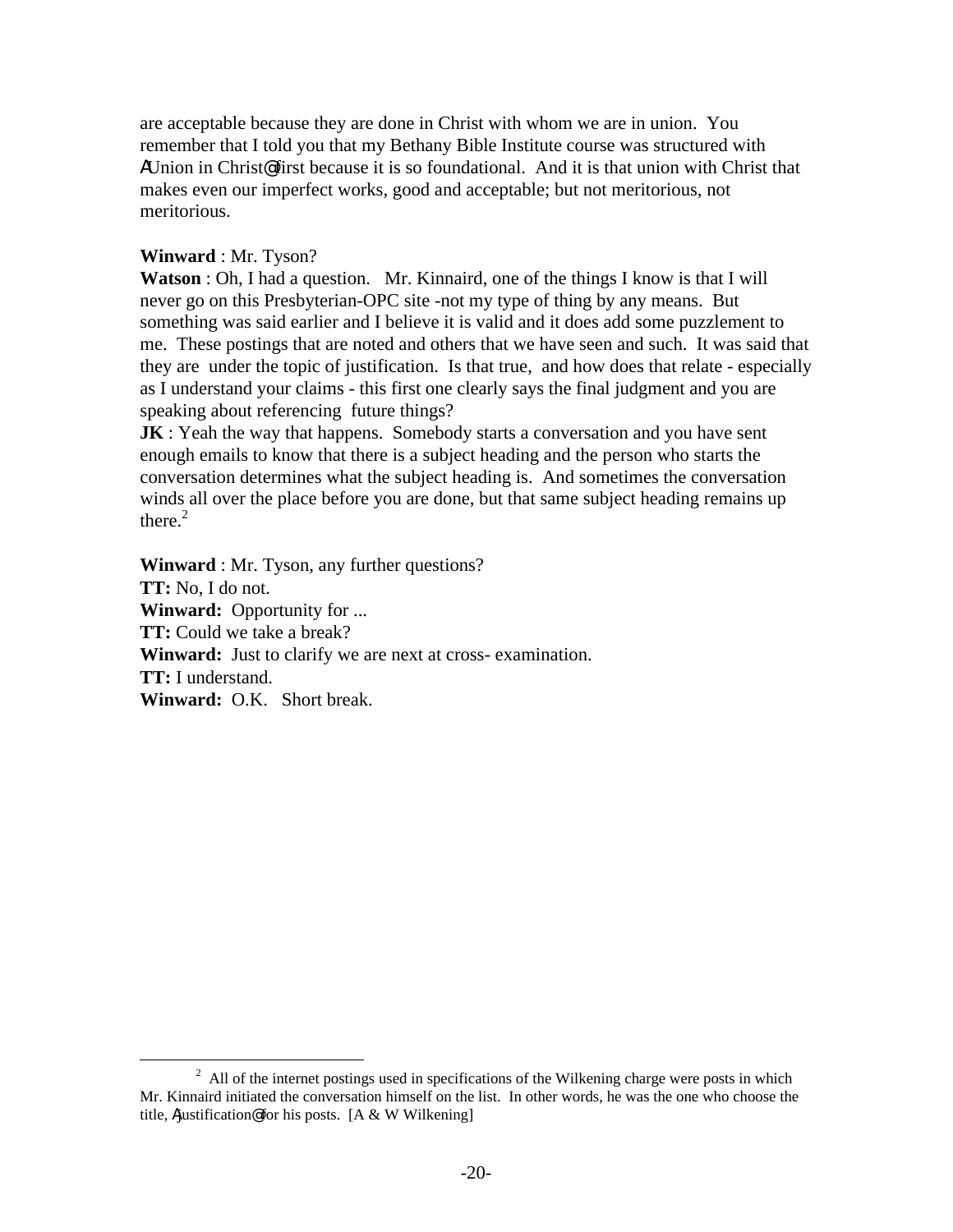are acceptable because they are done in Christ with whom we are in union. You remember that I told you that my Bethany Bible Institute course was structured with AUnion in Christ@ first because it is so foundational. And it is that union with Christ that makes even our imperfect works, good and acceptable; but not meritorious, not meritorious.

**Winward** : Mr. Tyson?
**Watson** : Oh, I had a question. Mr. Kinnaird, one of the things I know is that I will never go on this Presbyterian-OPC site -not my type of thing by any means. But something was said earlier and I believe it is valid and it does add some puzzlement to me. These postings that are noted and others that we have seen and such. It was said that they are under the topic of justification. Is that true, and how does that relate - especially as I understand your claims - this first one clearly says the final judgment and you are speaking about referencing future things?
**JK** : Yeah the way that happens. Somebody starts a conversation and you have sent enough emails to know that there is a subject heading and the person who starts the conversation determines what the subject heading is. And sometimes the conversation winds all over the place before you are done, but that same subject heading remains up there.[2]

**Winward** : Mr. Tyson, any further questions?
**TT:** No, I do not.
**Winward:** Opportunity for ...
**TT:** Could we take a break?
**Winward:** Just to clarify we are next at cross- examination.
**TT:** I understand.
**Winward:** O.K. Short break.

---

[2] All of the internet postings used in specifications of the Wilkening charge were posts in which Mr. Kinnaird initiated the conversation himself on the list. In other words, he was the one who choose the title, AJustification@ for his posts. [A & W Wilkening]